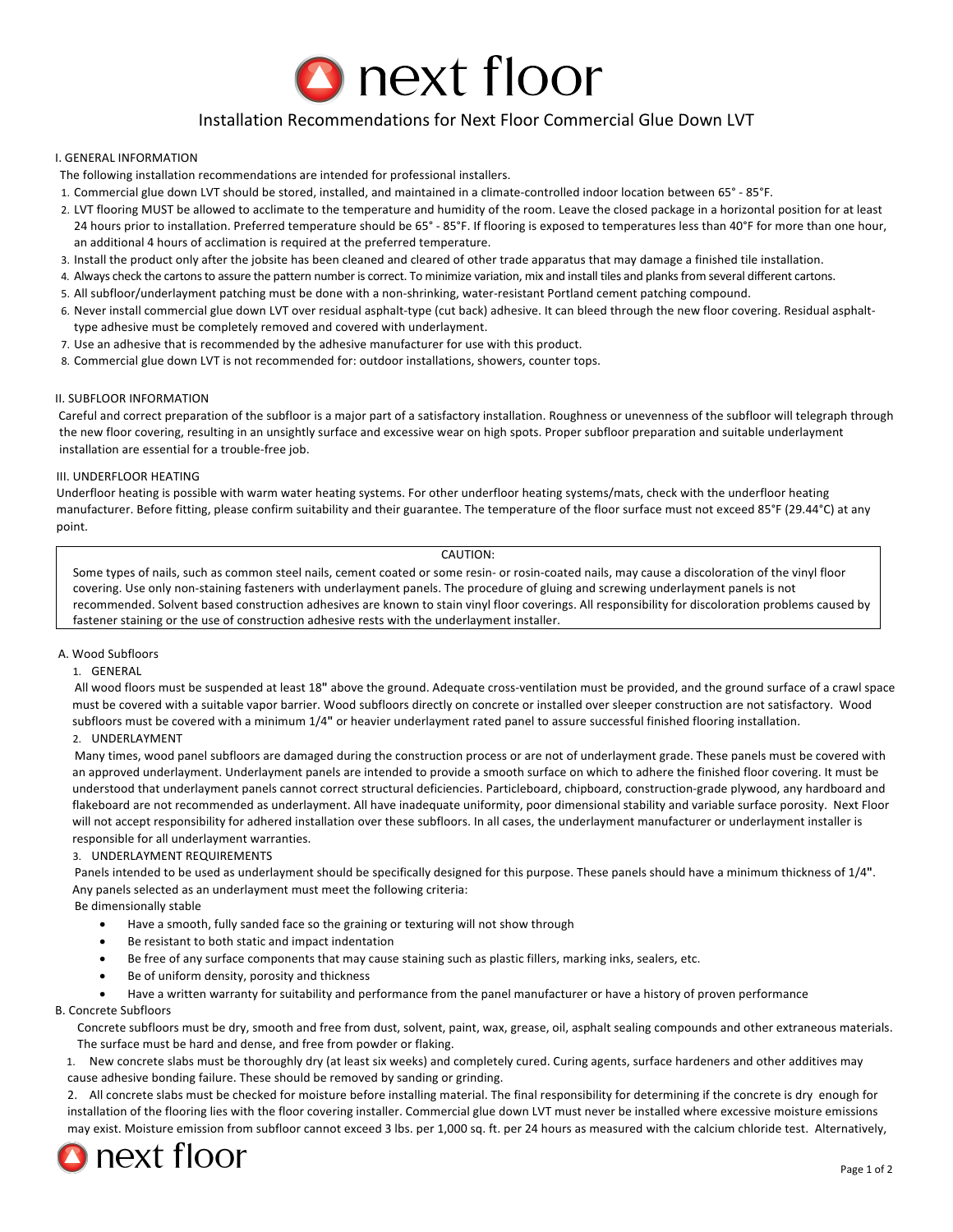# next floor

## Installation Recommendations for Next Floor Commercial Glue Down LVT

### I. GENERAL INFORMATION

The following installation recommendations are intended for professional installers.

1. Commercial glue down LVT should be stored, installed, and maintained in a climate-controlled indoor location between 65° - 85°F.
2. LVT flooring MUST be allowed to acclimate to the temperature and humidity of the room. Leave the closed package in a horizontal position for at least 24 hours prior to installation. Preferred temperature should be 65° - 85°F. If flooring is exposed to temperatures less than 40°F for more than one hour, an additional 4 hours of acclimation is required at the preferred temperature.
3. Install the product only after the jobsite has been cleaned and cleared of other trade apparatus that may damage a finished tile installation.
4. Always check the cartons to assure the pattern number is correct. To minimize variation, mix and install tiles and planks from several different cartons.
5. All subfloor/underlayment patching must be done with a non-shrinking, water-resistant Portland cement patching compound.
6. Never install commercial glue down LVT over residual asphalt-type (cut back) adhesive. It can bleed through the new floor covering. Residual asphalt-type adhesive must be completely removed and covered with underlayment.
7. Use an adhesive that is recommended by the adhesive manufacturer for use with this product.
8. Commercial glue down LVT is not recommended for: outdoor installations, showers, counter tops.

### II. SUBFLOOR INFORMATION

Careful and correct preparation of the subfloor is a major part of a satisfactory installation. Roughness or unevenness of the subfloor will telegraph through the new floor covering, resulting in an unsightly surface and excessive wear on high spots. Proper subfloor preparation and suitable underlayment installation are essential for a trouble-free job.

### III. UNDERFLOOR HEATING

Underfloor heating is possible with warm water heating systems. For other underfloor heating systems/mats, check with the underfloor heating manufacturer. Before fitting, please confirm suitability and their guarantee. The temperature of the floor surface must not exceed 85°F (29.44°C) at any point.

> CAUTION:
>
> Some types of nails, such as common steel nails, cement coated or some resin- or rosin-coated nails, may cause a discoloration of the vinyl floor covering. Use only non-staining fasteners with underlayment panels. The procedure of gluing and screwing underlayment panels is not recommended. Solvent based construction adhesives are known to stain vinyl floor coverings. All responsibility for discoloration problems caused by fastener staining or the use of construction adhesive rests with the underlayment installer.

#### A. Wood Subfloors

1. GENERAL

All wood floors must be suspended at least 18" above the ground. Adequate cross-ventilation must be provided, and the ground surface of a crawl space must be covered with a suitable vapor barrier. Wood subfloors directly on concrete or installed over sleeper construction are not satisfactory. Wood subfloors must be covered with a minimum 1/4" or heavier underlayment rated panel to assure successful finished flooring installation.

2. UNDERLAYMENT

Many times, wood panel subfloors are damaged during the construction process or are not of underlayment grade. These panels must be covered with an approved underlayment. Underlayment panels are intended to provide a smooth surface on which to adhere the finished floor covering. It must be understood that underlayment panels cannot correct structural deficiencies. Particleboard, chipboard, construction-grade plywood, any hardboard and flakeboard are not recommended as underlayment. All have inadequate uniformity, poor dimensional stability and variable surface porosity. Next Floor will not accept responsibility for adhered installation over these subfloors. In all cases, the underlayment manufacturer or underlayment installer is responsible for all underlayment warranties.

3. UNDERLAYMENT REQUIREMENTS

Panels intended to be used as underlayment should be specifically designed for this purpose. These panels should have a minimum thickness of 1/4". Any panels selected as an underlayment must meet the following criteria:

Be dimensionally stable

- Have a smooth, fully sanded face so the graining or texturing will not show through
- Be resistant to both static and impact indentation
- Be free of any surface components that may cause staining such as plastic fillers, marking inks, sealers, etc.
- Be of uniform density, porosity and thickness
- Have a written warranty for suitability and performance from the panel manufacturer or have a history of proven performance

#### B. Concrete Subfloors

Concrete subfloors must be dry, smooth and free from dust, solvent, paint, wax, grease, oil, asphalt sealing compounds and other extraneous materials. The surface must be hard and dense, and free from powder or flaking.

1. New concrete slabs must be thoroughly dry (at least six weeks) and completely cured. Curing agents, surface hardeners and other additives may cause adhesive bonding failure. These should be removed by sanding or grinding.
2. All concrete slabs must be checked for moisture before installing material. The final responsibility for determining if the concrete is dry enough for installation of the flooring lies with the floor covering installer. Commercial glue down LVT must never be installed where excessive moisture emissions may exist. Moisture emission from subfloor cannot exceed 3 lbs. per 1,000 sq. ft. per 24 hours as measured with the calcium chloride test. Alternatively,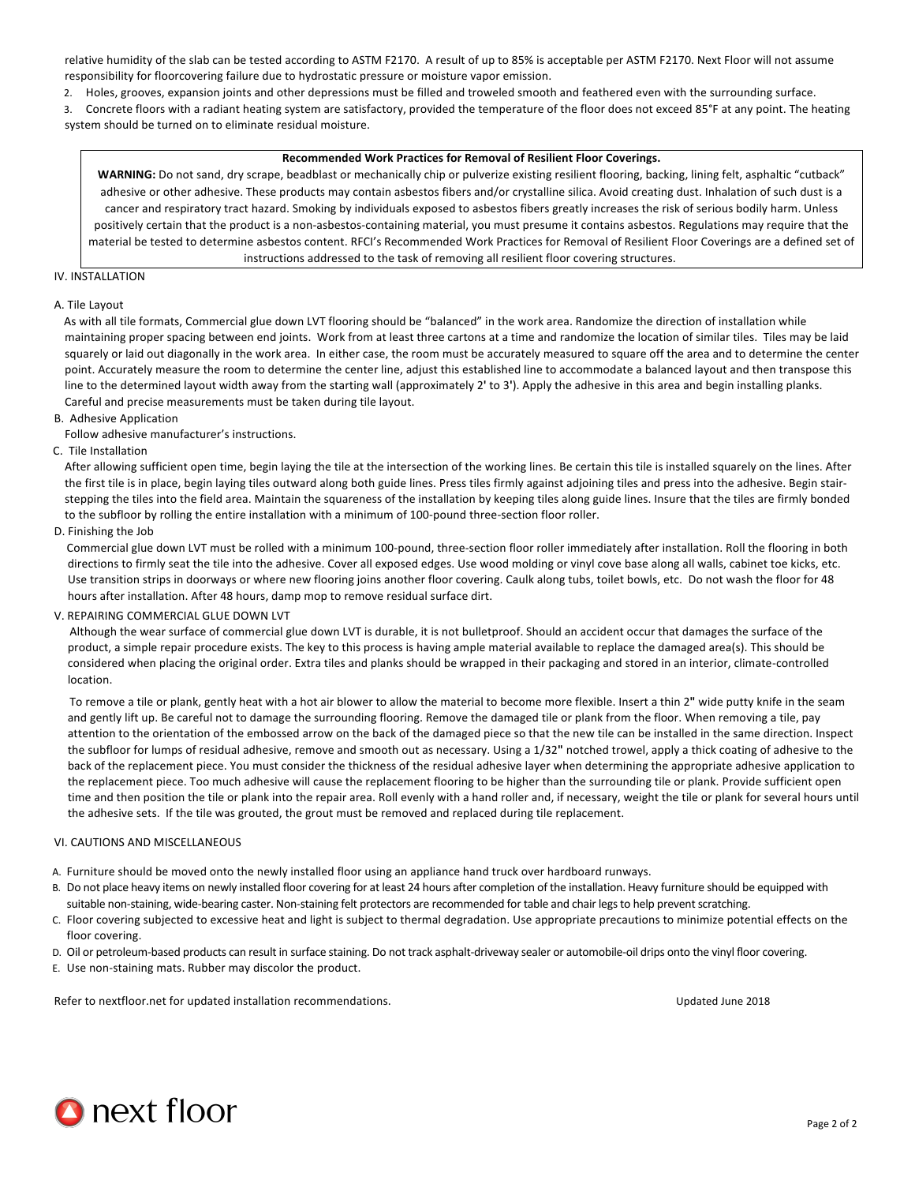relative humidity of the slab can be tested according to ASTM F2170. A result of up to 85% is acceptable per ASTM F2170. Next Floor will not assume responsibility for floorcovering failure due to hydrostatic pressure or moisture vapor emission.

2. Holes, grooves, expansion joints and other depressions must be filled and troweled smooth and feathered even with the surrounding surface.
3. Concrete floors with a radiant heating system are satisfactory, provided the temperature of the floor does not exceed 85°F at any point. The heating system should be turned on to eliminate residual moisture.

> **Recommended Work Practices for Removal of Resilient Floor Coverings.**
>
> **WARNING:** Do not sand, dry scrape, beadblast or mechanically chip or pulverize existing resilient flooring, backing, lining felt, asphaltic "cutback" adhesive or other adhesive. These products may contain asbestos fibers and/or crystalline silica. Avoid creating dust. Inhalation of such dust is a cancer and respiratory tract hazard. Smoking by individuals exposed to asbestos fibers greatly increases the risk of serious bodily harm. Unless positively certain that the product is a non-asbestos-containing material, you must presume it contains asbestos. Regulations may require that the material be tested to determine asbestos content. RFCI's Recommended Work Practices for Removal of Resilient Floor Coverings are a defined set of instructions addressed to the task of removing all resilient floor covering structures.

## IV. INSTALLATION

### A. Tile Layout

As with all tile formats, Commercial glue down LVT flooring should be "balanced" in the work area. Randomize the direction of installation while maintaining proper spacing between end joints. Work from at least three cartons at a time and randomize the location of similar tiles. Tiles may be laid squarely or laid out diagonally in the work area. In either case, the room must be accurately measured to square off the area and to determine the center point. Accurately measure the room to determine the center line, adjust this established line to accommodate a balanced layout and then transpose this line to the determined layout width away from the starting wall (approximately 2' to 3'). Apply the adhesive in this area and begin installing planks. Careful and precise measurements must be taken during tile layout.

### B. Adhesive Application

Follow adhesive manufacturer's instructions.

### C. Tile Installation

After allowing sufficient open time, begin laying the tile at the intersection of the working lines. Be certain this tile is installed squarely on the lines. After the first tile is in place, begin laying tiles outward along both guide lines. Press tiles firmly against adjoining tiles and press into the adhesive. Begin stair-stepping the tiles into the field area. Maintain the squareness of the installation by keeping tiles along guide lines. Insure that the tiles are firmly bonded to the subfloor by rolling the entire installation with a minimum of 100-pound three-section floor roller.

### D. Finishing the Job

Commercial glue down LVT must be rolled with a minimum 100-pound, three-section floor roller immediately after installation. Roll the flooring in both directions to firmly seat the tile into the adhesive. Cover all exposed edges. Use wood molding or vinyl cove base along all walls, cabinet toe kicks, etc. Use transition strips in doorways or where new flooring joins another floor covering. Caulk along tubs, toilet bowls, etc. Do not wash the floor for 48 hours after installation. After 48 hours, damp mop to remove residual surface dirt.

## V. REPAIRING COMMERCIAL GLUE DOWN LVT

Although the wear surface of commercial glue down LVT is durable, it is not bulletproof. Should an accident occur that damages the surface of the product, a simple repair procedure exists. The key to this process is having ample material available to replace the damaged area(s). This should be considered when placing the original order. Extra tiles and planks should be wrapped in their packaging and stored in an interior, climate-controlled location.

To remove a tile or plank, gently heat with a hot air blower to allow the material to become more flexible. Insert a thin 2" wide putty knife in the seam and gently lift up. Be careful not to damage the surrounding flooring. Remove the damaged tile or plank from the floor. When removing a tile, pay attention to the orientation of the embossed arrow on the back of the damaged piece so that the new tile can be installed in the same direction. Inspect the subfloor for lumps of residual adhesive, remove and smooth out as necessary. Using a 1/32" notched trowel, apply a thick coating of adhesive to the back of the replacement piece. You must consider the thickness of the residual adhesive layer when determining the appropriate adhesive application to the replacement piece. Too much adhesive will cause the replacement flooring to be higher than the surrounding tile or plank. Provide sufficient open time and then position the tile or plank into the repair area. Roll evenly with a hand roller and, if necessary, weight the tile or plank for several hours until the adhesive sets. If the tile was grouted, the grout must be removed and replaced during tile replacement.

## VI. CAUTIONS AND MISCELLANEOUS

A. Furniture should be moved onto the newly installed floor using an appliance hand truck over hardboard runways.
B. Do not place heavy items on newly installed floor covering for at least 24 hours after completion of the installation. Heavy furniture should be equipped with suitable non-staining, wide-bearing caster. Non-staining felt protectors are recommended for table and chair legs to help prevent scratching.
C. Floor covering subjected to excessive heat and light is subject to thermal degradation. Use appropriate precautions to minimize potential effects on the floor covering.
D. Oil or petroleum-based products can result in surface staining. Do not track asphalt-driveway sealer or automobile-oil drips onto the vinyl floor covering.
E. Use non-staining mats. Rubber may discolor the product.

Refer to nextfloor.net for updated installation recommendations. Updated June 2018

next floor